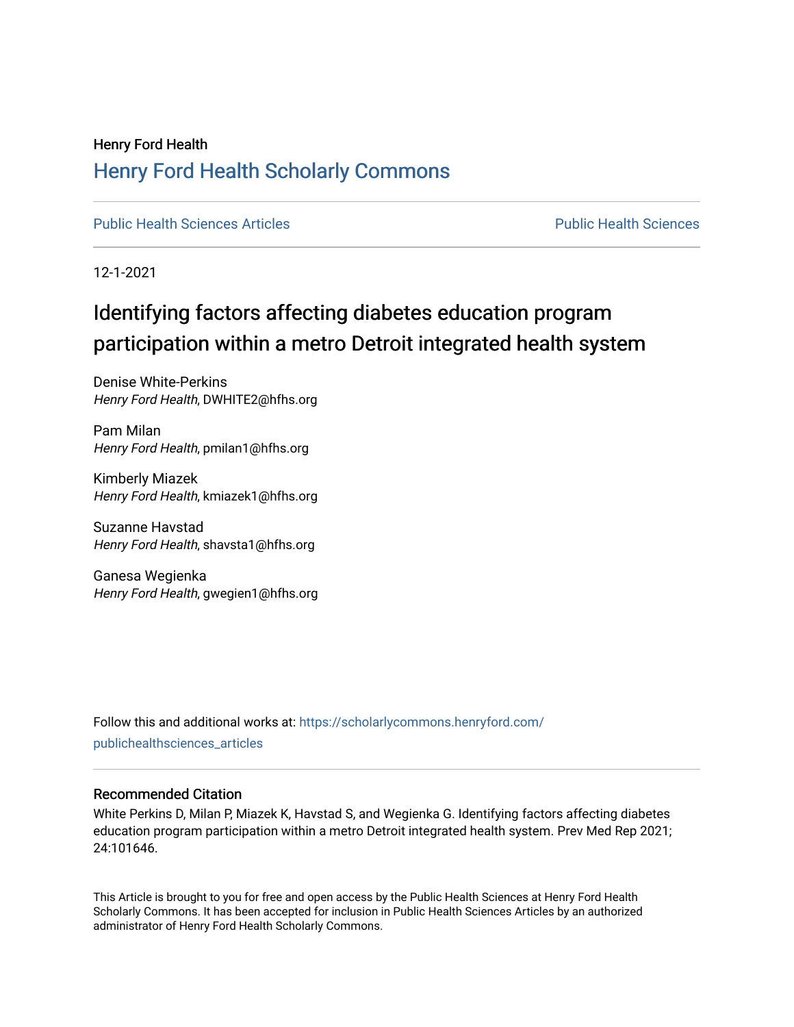Henry Ford Health

## Henry Ford Health Scholarly Commons

Public Health Sciences Articles | Public Health Sciences

12-1-2021

# Identifying factors affecting diabetes education program participation within a metro Detroit integrated health system

Denise White-Perkins
*Henry Ford Health*, DWHITE2@hfhs.org

Pam Milan
*Henry Ford Health*, pmilan1@hfhs.org

Kimberly Miazek
*Henry Ford Health*, kmiazek1@hfhs.org

Suzanne Havstad
*Henry Ford Health*, shavsta1@hfhs.org

Ganesa Wegienka
*Henry Ford Health*, gwegien1@hfhs.org

Follow this and additional works at: https://scholarlycommons.henryford.com/publichealthsciences_articles

### Recommended Citation

White Perkins D, Milan P, Miazek K, Havstad S, and Wegienka G. Identifying factors affecting diabetes education program participation within a metro Detroit integrated health system. Prev Med Rep 2021; 24:101646.

This Article is brought to you for free and open access by the Public Health Sciences at Henry Ford Health Scholarly Commons. It has been accepted for inclusion in Public Health Sciences Articles by an authorized administrator of Henry Ford Health Scholarly Commons.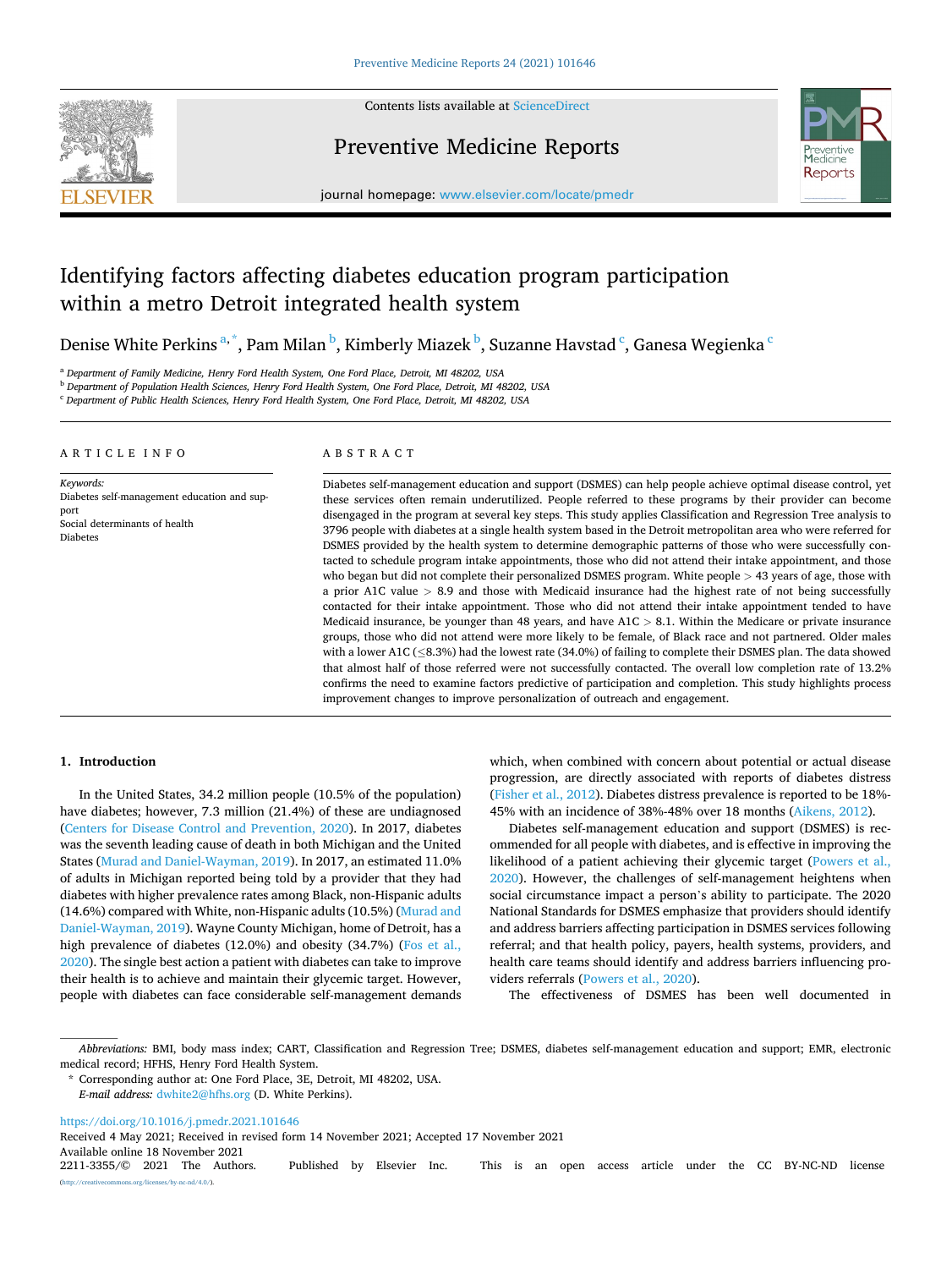Preventive Medicine Reports 24 (2021) 101646

Contents lists available at ScienceDirect

# Preventive Medicine Reports

journal homepage: www.elsevier.com/locate/pmedr

# Identifying factors affecting diabetes education program participation within a metro Detroit integrated health system

Denise White Perkins [a,*], Pam Milan [b], Kimberly Miazek [b], Suzanne Havstad [c], Ganesa Wegienka [c]

[a] Department of Family Medicine, Henry Ford Health System, One Ford Place, Detroit, MI 48202, USA

[b] Department of Population Health Sciences, Henry Ford Health System, One Ford Place, Detroit, MI 48202, USA

[c] Department of Public Health Sciences, Henry Ford Health System, One Ford Place, Detroit, MI 48202, USA

ARTICLE INFO

*Keywords:*
Diabetes self-management education and support
Social determinants of health
Diabetes

ABSTRACT

Diabetes self-management education and support (DSMES) can help people achieve optimal disease control, yet these services often remain underutilized. People referred to these programs by their provider can become disengaged in the program at several key steps. This study applies Classification and Regression Tree analysis to 3796 people with diabetes at a single health system based in the Detroit metropolitan area who were referred for DSMES provided by the health system to determine demographic patterns of those who were successfully contacted to schedule program intake appointments, those who did not attend their intake appointment, and those who began but did not complete their personalized DSMES program. White people > 43 years of age, those with a prior A1C value > 8.9 and those with Medicaid insurance had the highest rate of not being successfully contacted for their intake appointment. Those who did not attend their intake appointment tended to have Medicaid insurance, be younger than 48 years, and have A1C > 8.1. Within the Medicare or private insurance groups, those who did not attend were more likely to be female, of Black race and not partnered. Older males with a lower A1C (≤8.3%) had the lowest rate (34.0%) of failing to complete their DSMES plan. The data showed that almost half of those referred were not successfully contacted. The overall low completion rate of 13.2% confirms the need to examine factors predictive of participation and completion. This study highlights process improvement changes to improve personalization of outreach and engagement.

## 1. Introduction

In the United States, 34.2 million people (10.5% of the population) have diabetes; however, 7.3 million (21.4%) of these are undiagnosed (Centers for Disease Control and Prevention, 2020). In 2017, diabetes was the seventh leading cause of death in both Michigan and the United States (Murad and Daniel-Wayman, 2019). In 2017, an estimated 11.0% of adults in Michigan reported being told by a provider that they had diabetes with higher prevalence rates among Black, non-Hispanic adults (14.6%) compared with White, non-Hispanic adults (10.5%) (Murad and Daniel-Wayman, 2019). Wayne County Michigan, home of Detroit, has a high prevalence of diabetes (12.0%) and obesity (34.7%) (Fos et al., 2020). The single best action a patient with diabetes can take to improve their health is to achieve and maintain their glycemic target. However, people with diabetes can face considerable self-management demands which, when combined with concern about potential or actual disease progression, are directly associated with reports of diabetes distress (Fisher et al., 2012). Diabetes distress prevalence is reported to be 18%-45% with an incidence of 38%-48% over 18 months (Aikens, 2012).

Diabetes self-management education and support (DSMES) is recommended for all people with diabetes, and is effective in improving the likelihood of a patient achieving their glycemic target (Powers et al., 2020). However, the challenges of self-management heightens when social circumstance impact a person's ability to participate. The 2020 National Standards for DSMES emphasize that providers should identify and address barriers affecting participation in DSMES services following referral; and that health policy, payers, health systems, providers, and health care teams should identify and address barriers influencing providers referrals (Powers et al., 2020).

The effectiveness of DSMES has been well documented in

*Abbreviations:* BMI, body mass index; CART, Classification and Regression Tree; DSMES, diabetes self-management education and support; EMR, electronic medical record; HFHS, Henry Ford Health System.

\* Corresponding author at: One Ford Place, 3E, Detroit, MI 48202, USA.
*E-mail address:* dwhite2@hfhs.org (D. White Perkins).

https://doi.org/10.1016/j.pmedr.2021.101646
Received 4 May 2021; Received in revised form 14 November 2021; Accepted 17 November 2021
Available online 18 November 2021
2211-3355/© 2021 The Authors. Published by Elsevier Inc. This is an open access article under the CC BY-NC-ND license (http://creativecommons.org/licenses/by-nc-nd/4.0/).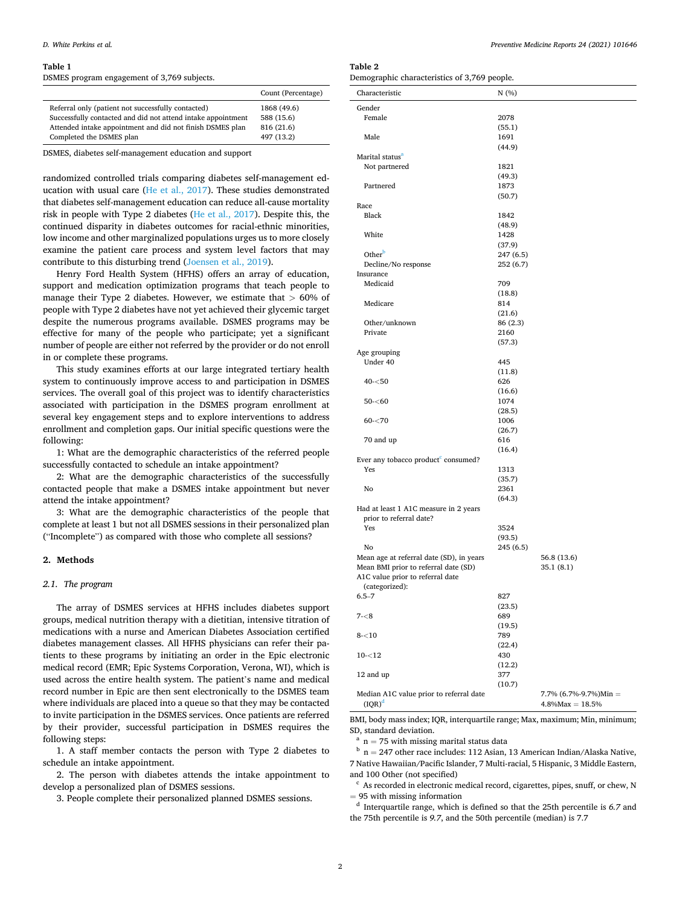**Table 1**
DSMES program engagement of 3,769 subjects.

| | Count (Percentage) |
|---|---|
| Referral only (patient not successfully contacted) | 1868 (49.6) |
| Successfully contacted and did not attend intake appointment | 588 (15.6) |
| Attended intake appointment and did not finish DSMES plan | 816 (21.6) |
| Completed the DSMES plan | 497 (13.2) |

DSMES, diabetes self-management education and support

randomized controlled trials comparing diabetes self-management education with usual care (He et al., 2017). These studies demonstrated that diabetes self-management education can reduce all-cause mortality risk in people with Type 2 diabetes (He et al., 2017). Despite this, the continued disparity in diabetes outcomes for racial-ethnic minorities, low income and other marginalized populations urges us to more closely examine the patient care process and system level factors that may contribute to this disturbing trend (Joensen et al., 2019).

Henry Ford Health System (HFHS) offers an array of education, support and medication optimization programs that teach people to manage their Type 2 diabetes. However, we estimate that > 60% of people with Type 2 diabetes have not yet achieved their glycemic target despite the numerous programs available. DSMES programs may be effective for many of the people who participate; yet a significant number of people are either not referred by the provider or do not enroll in or complete these programs.

This study examines efforts at our large integrated tertiary health system to continuously improve access to and participation in DSMES services. The overall goal of this project was to identify characteristics associated with participation in the DSMES program enrollment at several key engagement steps and to explore interventions to address enrollment and completion gaps. Our initial specific questions were the following:

1: What are the demographic characteristics of the referred people successfully contacted to schedule an intake appointment?

2: What are the demographic characteristics of the successfully contacted people that make a DSMES intake appointment but never attend the intake appointment?

3: What are the demographic characteristics of the people that complete at least 1 but not all DSMES sessions in their personalized plan ("Incomplete") as compared with those who complete all sessions?

## 2. Methods

### 2.1. The program

The array of DSMES services at HFHS includes diabetes support groups, medical nutrition therapy with a dietitian, intensive titration of medications with a nurse and American Diabetes Association certified diabetes management classes. All HFHS physicians can refer their patients to these programs by initiating an order in the Epic electronic medical record (EMR; Epic Systems Corporation, Verona, WI), which is used across the entire health system. The patient's name and medical record number in Epic are then sent electronically to the DSMES team where individuals are placed into a queue so that they may be contacted to invite participation in the DSMES services. Once patients are referred by their provider, successful participation in DSMES requires the following steps:

1. A staff member contacts the person with Type 2 diabetes to schedule an intake appointment.
2. The person with diabetes attends the intake appointment to develop a personalized plan of DSMES sessions.
3. People complete their personalized planned DSMES sessions.

**Table 2**
Demographic characteristics of 3,769 people.

| Characteristic | N (%) | |
|---|---|---|
| Gender | | |
| Female | 2078 (55.1) | |
| Male | 1691 (44.9) | |
| Marital status[a] | | |
| Not partnered | 1821 (49.3) | |
| Partnered | 1873 (50.7) | |
| Race | | |
| Black | 1842 (48.9) | |
| White | 1428 (37.9) | |
| Other[b] | 247 (6.5) | |
| Decline/No response | 252 (6.7) | |
| Insurance | | |
| Medicaid | 709 (18.8) | |
| Medicare | 814 (21.6) | |
| Other/unknown | 86 (2.3) | |
| Private | 2160 (57.3) | |
| Age grouping | | |
| Under 40 | 445 (11.8) | |
| 40-<50 | 626 (16.6) | |
| 50-<60 | 1074 (28.5) | |
| 60-<70 | 1006 (26.7) | |
| 70 and up | 616 (16.4) | |
| Ever any tobacco product[c] consumed? | | |
| Yes | 1313 (35.7) | |
| No | 2361 (64.3) | |
| Had at least 1 A1C measure in 2 years prior to referral date? | | |
| Yes | 3524 (93.5) | |
| No | 245 (6.5) | |
| Mean age at referral date (SD), in years | | 56.8 (13.6) |
| Mean BMI prior to referral date (SD) | | 35.1 (8.1) |
| A1C value prior to referral date (categorized): | | |
| 6.5–7 | 827 (23.5) | |
| 7-<8 | 689 (19.5) | |
| 8-<10 | 789 (22.4) | |
| 10-<12 | 430 (12.2) | |
| 12 and up | 377 (10.7) | |
| Median A1C value prior to referral date (IQR)[d] | | 7.7% (6.7%-9.7%)Min = 4.8%Max = 18.5% |

BMI, body mass index; IQR, interquartile range; Max, maximum; Min, minimum; SD, standard deviation.

[a] n = 75 with missing marital status data

[b] n = 247 other race includes: 112 Asian, 13 American Indian/Alaska Native, 7 Native Hawaiian/Pacific Islander, 7 Multi-racial, 5 Hispanic, 3 Middle Eastern, and 100 Other (not specified)

[c] As recorded in electronic medical record, cigarettes, pipes, snuff, or chew, N = 95 with missing information

[d] Interquartile range, which is defined so that the 25th percentile is *6.7* and the 75th percentile is *9.7*, and the 50th percentile (median) is 7.7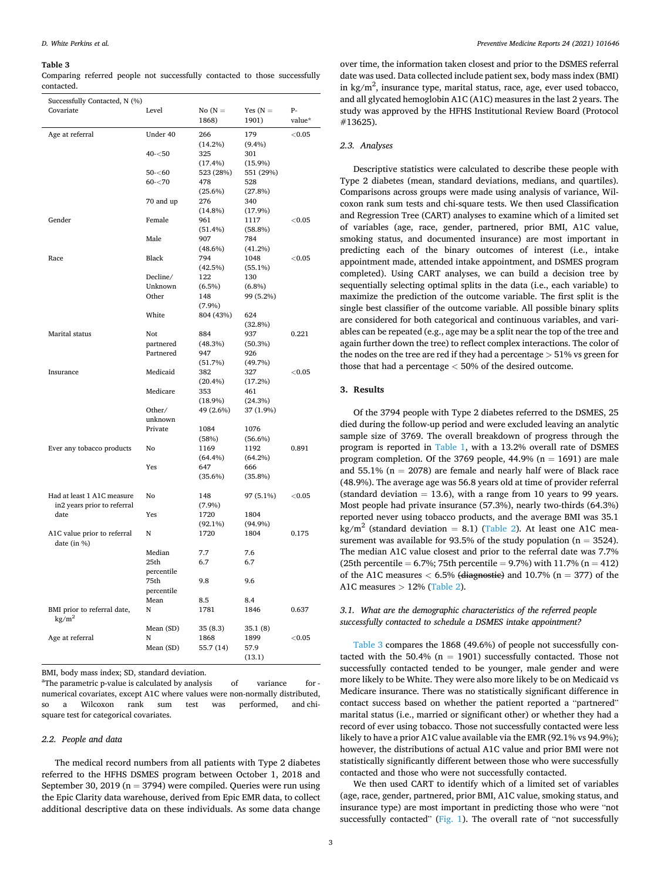**Table 3**
Comparing referred people not successfully contacted to those successfully contacted.

| Successfully Contacted, N (%) Covariate | Level | No (N = 1868) | Yes (N = 1901) | P-value* |
|---|---|---|---|---|
| Age at referral | Under 40 | 266 (14.2%) | 179 (9.4%) | <0.05 |
| | 40-<50 | 325 (17.4%) | 301 (15.9%) | |
| | 50-<60 | 523 (28%) | 551 (29%) | |
| | 60-<70 | 478 (25.6%) | 528 (27.8%) | |
| | 70 and up | 276 (14.8%) | 340 (17.9%) | |
| Gender | Female | 961 (51.4%) | 1117 (58.8%) | <0.05 |
| | Male | 907 (48.6%) | 784 (41.2%) | |
| Race | Black | 794 (42.5%) | 1048 (55.1%) | <0.05 |
| | Decline/ Unknown | 122 (6.5%) | 130 (6.8%) | |
| | Other | 148 (7.9%) | 99 (5.2%) | |
| | White | 804 (43%) | 624 (32.8%) | |
| Marital status | Not partnered | 884 (48.3%) | 937 (50.3%) | 0.221 |
| | Partnered | 947 (51.7%) | 926 (49.7%) | |
| Insurance | Medicaid | 382 (20.4%) | 327 (17.2%) | <0.05 |
| | Medicare | 353 (18.9%) | 461 (24.3%) | |
| | Other/ unknown | 49 (2.6%) | 37 (1.9%) | |
| | Private | 1084 (58%) | 1076 (56.6%) | |
| Ever any tobacco products | No | 1169 (64.4%) | 1192 (64.2%) | 0.891 |
| | Yes | 647 (35.6%) | 666 (35.8%) | |
| Had at least 1 A1C measure in2 years prior to referral date | No | 148 (7.9%) | 97 (5.1%) | <0.05 |
| | Yes | 1720 (92.1%) | 1804 (94.9%) | |
| A1C value prior to referral date (in %) | N | 1720 | 1804 | 0.175 |
| | Median | 7.7 | 7.6 | |
| | 25th percentile | 6.7 | 6.7 | |
| | 75th percentile | 9.8 | 9.6 | |
| | Mean | 8.5 | 8.4 | |
| BMI prior to referral date, kg/m$^2$ | N | 1781 | 1846 | 0.637 |
| | Mean (SD) | 35 (8.3) | 35.1 (8) | |
| Age at referral | N | 1868 | 1899 | <0.05 |
| | Mean (SD) | 55.7 (14) | 57.9 (13.1) | |

BMI, body mass index; SD, standard deviation.
[a]The parametric p-value is calculated by analysis of variance for numerical covariates, except A1C where values were non-normally distributed, so a Wilcoxon rank sum test was performed, and chi-square test for categorical covariates.

### 2.2. People and data

The medical record numbers from all patients with Type 2 diabetes referred to the HFHS DSMES program between October 1, 2018 and September 30, 2019 (n = 3794) were compiled. Queries were run using the Epic Clarity data warehouse, derived from Epic EMR data, to collect additional descriptive data on these individuals. As some data change over time, the information taken closest and prior to the DSMES referral date was used. Data collected include patient sex, body mass index (BMI) in kg/m$^2$, insurance type, marital status, race, age, ever used tobacco, and all glycated hemoglobin A1C (A1C) measures in the last 2 years. The study was approved by the HFHS Institutional Review Board (Protocol #13625).

### 2.3. Analyses

Descriptive statistics were calculated to describe these people with Type 2 diabetes (mean, standard deviations, medians, and quartiles). Comparisons across groups were made using analysis of variance, Wilcoxon rank sum tests and chi-square tests. We then used Classification and Regression Tree (CART) analyses to examine which of a limited set of variables (age, race, gender, partnered, prior BMI, A1C value, smoking status, and documented insurance) are most important in predicting each of the binary outcomes of interest (i.e., intake appointment made, attended intake appointment, and DSMES program completed). Using CART analyses, we can build a decision tree by sequentially selecting optimal splits in the data (i.e., each variable) to maximize the prediction of the outcome variable. The first split is the single best classifier of the outcome variable. All possible binary splits are considered for both categorical and continuous variables, and variables can be repeated (e.g., age may be a split near the top of the tree and again further down the tree) to reflect complex interactions. The color of the nodes on the tree are red if they had a percentage > 51% vs green for those that had a percentage < 50% of the desired outcome.

## 3. Results

Of the 3794 people with Type 2 diabetes referred to the DSMES, 25 died during the follow-up period and were excluded leaving an analytic sample size of 3769. The overall breakdown of progress through the program is reported in Table 1, with a 13.2% overall rate of DSMES program completion. Of the 3769 people, 44.9% (n = 1691) are male and 55.1% (n = 2078) are female and nearly half were of Black race (48.9%). The average age was 56.8 years old at time of provider referral (standard deviation = 13.6), with a range from 10 years to 99 years. Most people had private insurance (57.3%), nearly two-thirds (64.3%) reported never using tobacco products, and the average BMI was 35.1 kg/m$^2$ (standard deviation = 8.1) (Table 2). At least one A1C measurement was available for 93.5% of the study population (n = 3524). The median A1C value closest and prior to the referral date was 7.7% (25th percentile = 6.7%; 75th percentile = 9.7%) with 11.7% (n = 412) of the A1C measures < 6.5% ~~(diagnostic)~~ and 10.7% (n = 377) of the A1C measures > 12% (Table 2).

### 3.1. What are the demographic characteristics of the referred people successfully contacted to schedule a DSMES intake appointment?

Table 3 compares the 1868 (49.6%) of people not successfully contacted with the 50.4% (n = 1901) successfully contacted. Those not successfully contacted tended to be younger, male gender and were more likely to be White. They were also more likely to be on Medicaid vs Medicare insurance. There was no statistically significant difference in contact success based on whether the patient reported a "partnered" marital status (i.e., married or significant other) or whether they had a record of ever using tobacco. Those not successfully contacted were less likely to have a prior A1C value available via the EMR (92.1% vs 94.9%); however, the distributions of actual A1C value and prior BMI were not statistically significantly different between those who were successfully contacted and those who were not successfully contacted.

We then used CART to identify which of a limited set of variables (age, race, gender, partnered, prior BMI, A1C value, smoking status, and insurance type) are most important in predicting those who were "not successfully contacted" (Fig. 1). The overall rate of "not successfully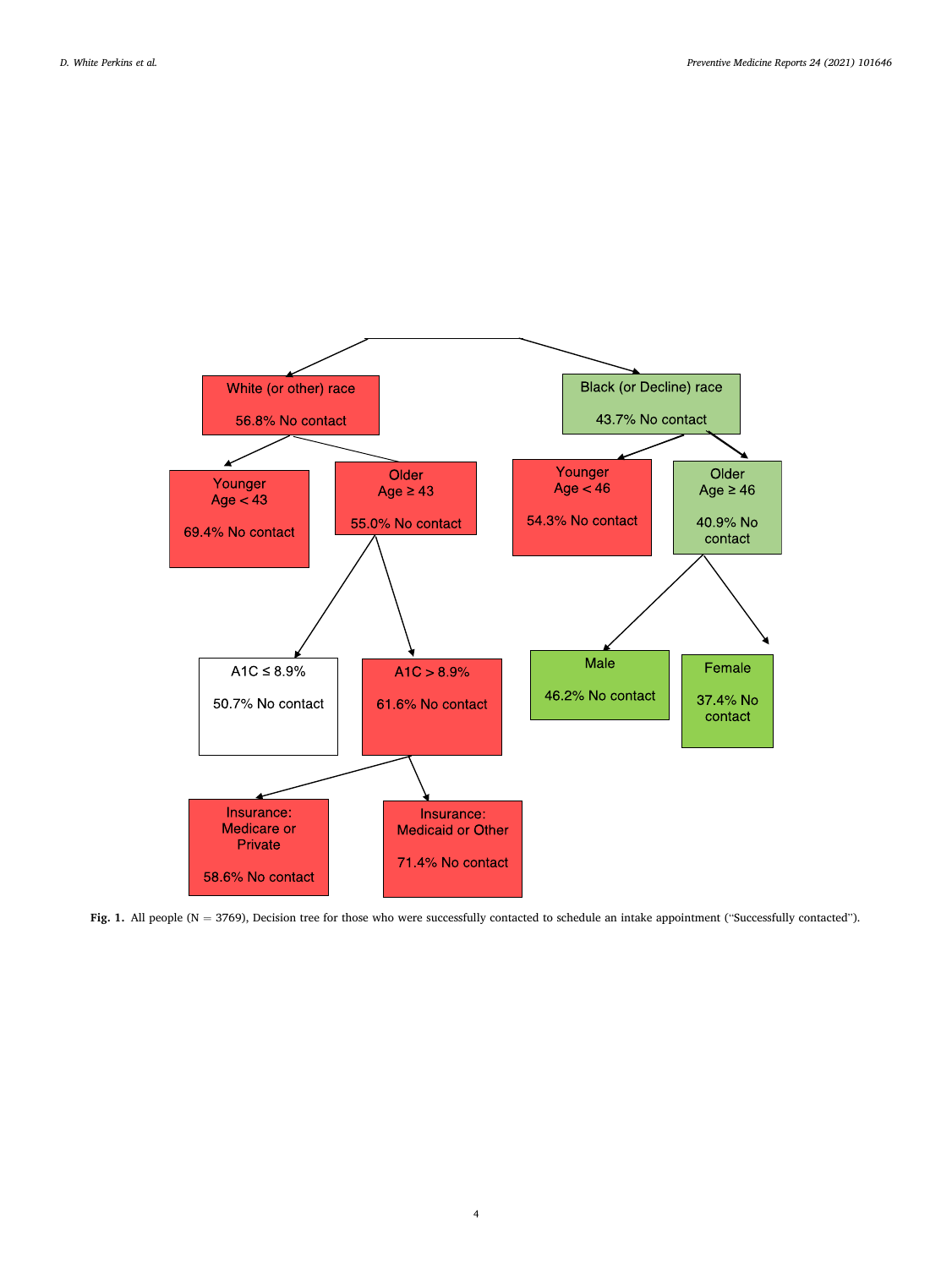White (or other) race

56.8% No contact

Black (or Decline) race

43.7% No contact

Younger
Age < 43

69.4% No contact

Older
Age ≥ 43

55.0% No contact

Younger
Age < 46

54.3% No contact

Older
Age ≥ 46

40.9% No contact

A1C ≤ 8.9%

50.7% No contact

A1C > 8.9%

61.6% No contact

Male

46.2% No contact

Female

37.4% No contact

Insurance:
Medicare or
Private

58.6% No contact

Insurance:
Medicaid or Other

71.4% No contact

**Fig. 1.** All people (N = 3769), Decision tree for those who were successfully contacted to schedule an intake appointment ("Successfully contacted").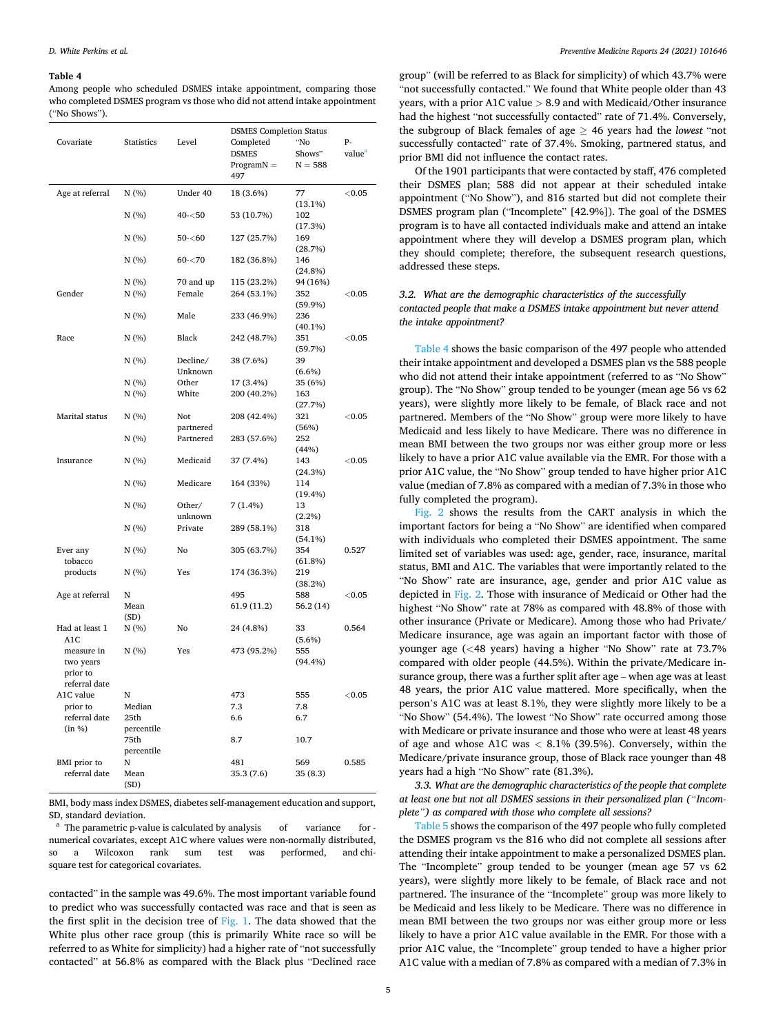**Table 4**
Among people who scheduled DSMES intake appointment, comparing those who completed DSMES program vs those who did not attend intake appointment ("No Shows").

| Covariate | Statistics | Level | DSMES Completion Status | | P-value[a] |
|---|---|---|---|---|---|
| | | | Completed DSMES ProgramN = 497 | "No Shows" N = 588 | |
| Age at referral | N (%) | Under 40 | 18 (3.6%) | 77 (13.1%) | <0.05 |
| | N (%) | 40-<50 | 53 (10.7%) | 102 (17.3%) | |
| | N (%) | 50-<60 | 127 (25.7%) | 169 (28.7%) | |
| | N (%) | 60-<70 | 182 (36.8%) | 146 (24.8%) | |
| | N (%) | 70 and up | 115 (23.2%) | 94 (16%) | |
| Gender | N (%) | Female | 264 (53.1%) | 352 (59.9%) | <0.05 |
| | N (%) | Male | 233 (46.9%) | 236 (40.1%) | |
| Race | N (%) | Black | 242 (48.7%) | 351 (59.7%) | <0.05 |
| | N (%) | Decline/ Unknown | 38 (7.6%) | 39 (6.6%) | |
| | N (%) | Other | 17 (3.4%) | 35 (6%) | |
| | N (%) | White | 200 (40.2%) | 163 (27.7%) | |
| Marital status | N (%) | Not partnered | 208 (42.4%) | 321 (56%) | <0.05 |
| | N (%) | Partnered | 283 (57.6%) | 252 (44%) | |
| Insurance | N (%) | Medicaid | 37 (7.4%) | 143 (24.3%) | <0.05 |
| | N (%) | Medicare | 164 (33%) | 114 (19.4%) | |
| | N (%) | Other/ unknown | 7 (1.4%) | 13 (2.2%) | |
| | N (%) | Private | 289 (58.1%) | 318 (54.1%) | |
| Ever any tobacco products | N (%) | No | 305 (63.7%) | 354 (61.8%) | 0.527 |
| | N (%) | Yes | 174 (36.3%) | 219 (38.2%) | |
| Age at referral | N | | 495 | 588 | <0.05 |
| | Mean (SD) | | 61.9 (11.2) | 56.2 (14) | |
| Had at least 1 A1C measure in two years prior to referral date | N (%) | No | 24 (4.8%) | 33 (5.6%) | 0.564 |
| | N (%) | Yes | 473 (95.2%) | 555 (94.4%) | |
| A1C value prior to referral date (in %) | N | | 473 | 555 | <0.05 |
| | Median | | 7.3 | 7.8 | |
| | 25th percentile | | 6.6 | 6.7 | |
| | 75th percentile | | 8.7 | 10.7 | |
| BMI prior to referral date | N | | 481 | 569 | 0.585 |
| | Mean (SD) | | 35.3 (7.6) | 35 (8.3) | |

BMI, body mass index DSMES, diabetes self-management education and support, SD, standard deviation.

[a] The parametric p-value is calculated by analysis of variance for numerical covariates, except A1C where values were non-normally distributed, so a Wilcoxon rank sum test was performed, and chi-square test for categorical covariates.

contacted" in the sample was 49.6%. The most important variable found to predict who was successfully contacted was race and that is seen as the first split in the decision tree of Fig. 1. The data showed that the White plus other race group (this is primarily White race so will be referred to as White for simplicity) had a higher rate of "not successfully contacted" at 56.8% as compared with the Black plus "Declined race group" (will be referred to as Black for simplicity) of which 43.7% were "not successfully contacted." We found that White people older than 43 years, with a prior A1C value > 8.9 and with Medicaid/Other insurance had the highest "not successfully contacted" rate of 71.4%. Conversely, the subgroup of Black females of age ≥ 46 years had the *lowest* "not successfully contacted" rate of 37.4%. Smoking, partnered status, and prior BMI did not influence the contact rates.

Of the 1901 participants that were contacted by staff, 476 completed their DSMES plan; 588 did not appear at their scheduled intake appointment ("No Show"), and 816 started but did not complete their DSMES program plan ("Incomplete" [42.9%]). The goal of the DSMES program is to have all contacted individuals make and attend an intake appointment where they will develop a DSMES program plan, which they should complete; therefore, the subsequent research questions, addressed these steps.

### *3.2. What are the demographic characteristics of the successfully contacted people that make a DSMES intake appointment but never attend the intake appointment?*

Table 4 shows the basic comparison of the 497 people who attended their intake appointment and developed a DSMES plan vs the 588 people who did not attend their intake appointment (referred to as "No Show" group). The "No Show" group tended to be younger (mean age 56 vs 62 years), were slightly more likely to be female, of Black race and not partnered. Members of the "No Show" group were more likely to have Medicaid and less likely to have Medicare. There was no difference in mean BMI between the two groups nor was either group more or less likely to have a prior A1C value available via the EMR. For those with a prior A1C value, the "No Show" group tended to have higher prior A1C value (median of 7.8% as compared with a median of 7.3% in those who fully completed the program).

Fig. 2 shows the results from the CART analysis in which the important factors for being a "No Show" are identified when compared with individuals who completed their DSMES appointment. The same limited set of variables was used: age, gender, race, insurance, marital status, BMI and A1C. The variables that were importantly related to the "No Show" rate are insurance, age, gender and prior A1C value as depicted in Fig. 2. Those with insurance of Medicaid or Other had the highest "No Show" rate at 78% as compared with 48.8% of those with other insurance (Private or Medicare). Among those who had Private/Medicare insurance, age was again an important factor with those of younger age (<48 years) having a higher "No Show" rate at 73.7% compared with older people (44.5%). Within the private/Medicare insurance group, there was a further split after age – when age was at least 48 years, the prior A1C value mattered. More specifically, when the person's A1C was at least 8.1%, they were slightly more likely to be a "No Show" (54.4%). The lowest "No Show" rate occurred among those with Medicare or private insurance and those who were at least 48 years of age and whose A1C was < 8.1% (39.5%). Conversely, within the Medicare/private insurance group, those of Black race younger than 48 years had a high "No Show" rate (81.3%).

### *3.3. What are the demographic characteristics of the people that complete at least one but not all DSMES sessions in their personalized plan ("Incomplete") as compared with those who complete all sessions?*

Table 5 shows the comparison of the 497 people who fully completed the DSMES program vs the 816 who did not complete all sessions after attending their intake appointment to make a personalized DSMES plan. The "Incomplete" group tended to be younger (mean age 57 vs 62 years), were slightly more likely to be female, of Black race and not partnered. The insurance of the "Incomplete" group was more likely to be Medicaid and less likely to be Medicare. There was no difference in mean BMI between the two groups nor was either group more or less likely to have a prior A1C value available in the EMR. For those with a prior A1C value, the "Incomplete" group tended to have a higher prior A1C value with a median of 7.8% as compared with a median of 7.3% in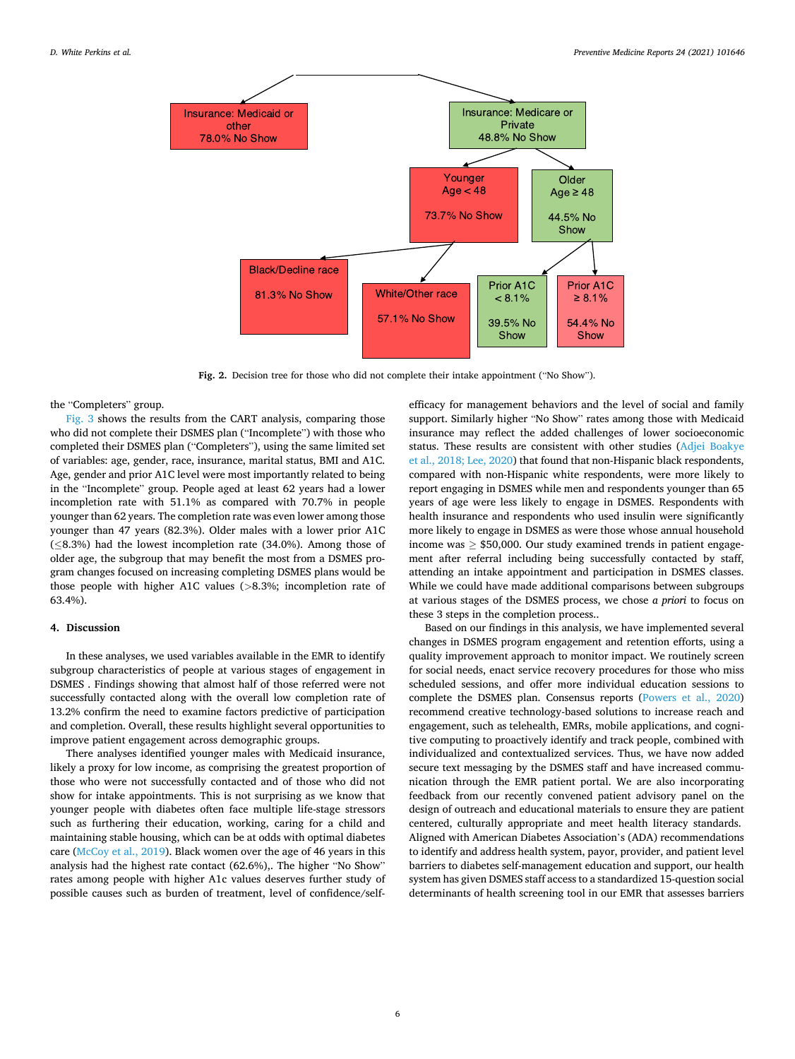Insurance: Medicaid or other
78.0% No Show

Insurance: Medicare or Private
48.8% No Show

Younger
Age < 48

73.7% No Show

Older
Age ≥ 48

44.5% No Show

Black/Decline race

81.3% No Show

White/Other race

57.1% No Show

Prior A1C
< 8.1%

39.5% No Show

Prior A1C
≥ 8.1%

54.4% No Show

**Fig. 2.** Decision tree for those who did not complete their intake appointment ("No Show").

the "Completers" group.

Fig. 3 shows the results from the CART analysis, comparing those who did not complete their DSMES plan ("Incomplete") with those who completed their DSMES plan ("Completers"), using the same limited set of variables: age, gender, race, insurance, marital status, BMI and A1C. Age, gender and prior A1C level were most importantly related to being in the "Incomplete" group. People aged at least 62 years had a lower incompletion rate with 51.1% as compared with 70.7% in people younger than 62 years. The completion rate was even lower among those younger than 47 years (82.3%). Older males with a lower prior A1C (≤8.3%) had the lowest incompletion rate (34.0%). Among those of older age, the subgroup that may benefit the most from a DSMES program changes focused on increasing completing DSMES plans would be those people with higher A1C values (>8.3%; incompletion rate of 63.4%).

## 4. Discussion

In these analyses, we used variables available in the EMR to identify subgroup characteristics of people at various stages of engagement in DSMES . Findings showing that almost half of those referred were not successfully contacted along with the overall low completion rate of 13.2% confirm the need to examine factors predictive of participation and completion. Overall, these results highlight several opportunities to improve patient engagement across demographic groups.

There analyses identified younger males with Medicaid insurance, likely a proxy for low income, as comprising the greatest proportion of those who were not successfully contacted and of those who did not show for intake appointments. This is not surprising as we know that younger people with diabetes often face multiple life-stage stressors such as furthering their education, working, caring for a child and maintaining stable housing, which can be at odds with optimal diabetes care (McCoy et al., 2019). Black women over the age of 46 years in this analysis had the highest rate contact (62.6%),. The higher "No Show" rates among people with higher A1c values deserves further study of possible causes such as burden of treatment, level of confidence/self-efficacy for management behaviors and the level of social and family support. Similarly higher "No Show" rates among those with Medicaid insurance may reflect the added challenges of lower socioeconomic status. These results are consistent with other studies (Adjei Boakye et al., 2018; Lee, 2020) that found that non-Hispanic black respondents, compared with non-Hispanic white respondents, were more likely to report engaging in DSMES while men and respondents younger than 65 years of age were less likely to engage in DSMES. Respondents with health insurance and respondents who used insulin were significantly more likely to engage in DSMES as were those whose annual household income was ≥ $50,000. Our study examined trends in patient engagement after referral including being successfully contacted by staff, attending an intake appointment and participation in DSMES classes. While we could have made additional comparisons between subgroups at various stages of the DSMES process, we chose ***a priori*** to focus on these 3 steps in the completion process..

Based on our findings in this analysis, we have implemented several changes in DSMES program engagement and retention efforts, using a quality improvement approach to monitor impact. We routinely screen for social needs, enact service recovery procedures for those who miss scheduled sessions, and offer more individual education sessions to complete the DSMES plan. Consensus reports (Powers et al., 2020) recommend creative technology-based solutions to increase reach and engagement, such as telehealth, EMRs, mobile applications, and cognitive computing to proactively identify and track people, combined with individualized and contextualized services. Thus, we have now added secure text messaging by the DSMES staff and have increased communication through the EMR patient portal. We are also incorporating feedback from our recently convened patient advisory panel on the design of outreach and educational materials to ensure they are patient centered, culturally appropriate and meet health literacy standards. Aligned with American Diabetes Association's (ADA) recommendations to identify and address health system, payor, provider, and patient level barriers to diabetes self-management education and support, our health system has given DSMES staff access to a standardized 15-question social determinants of health screening tool in our EMR that assesses barriers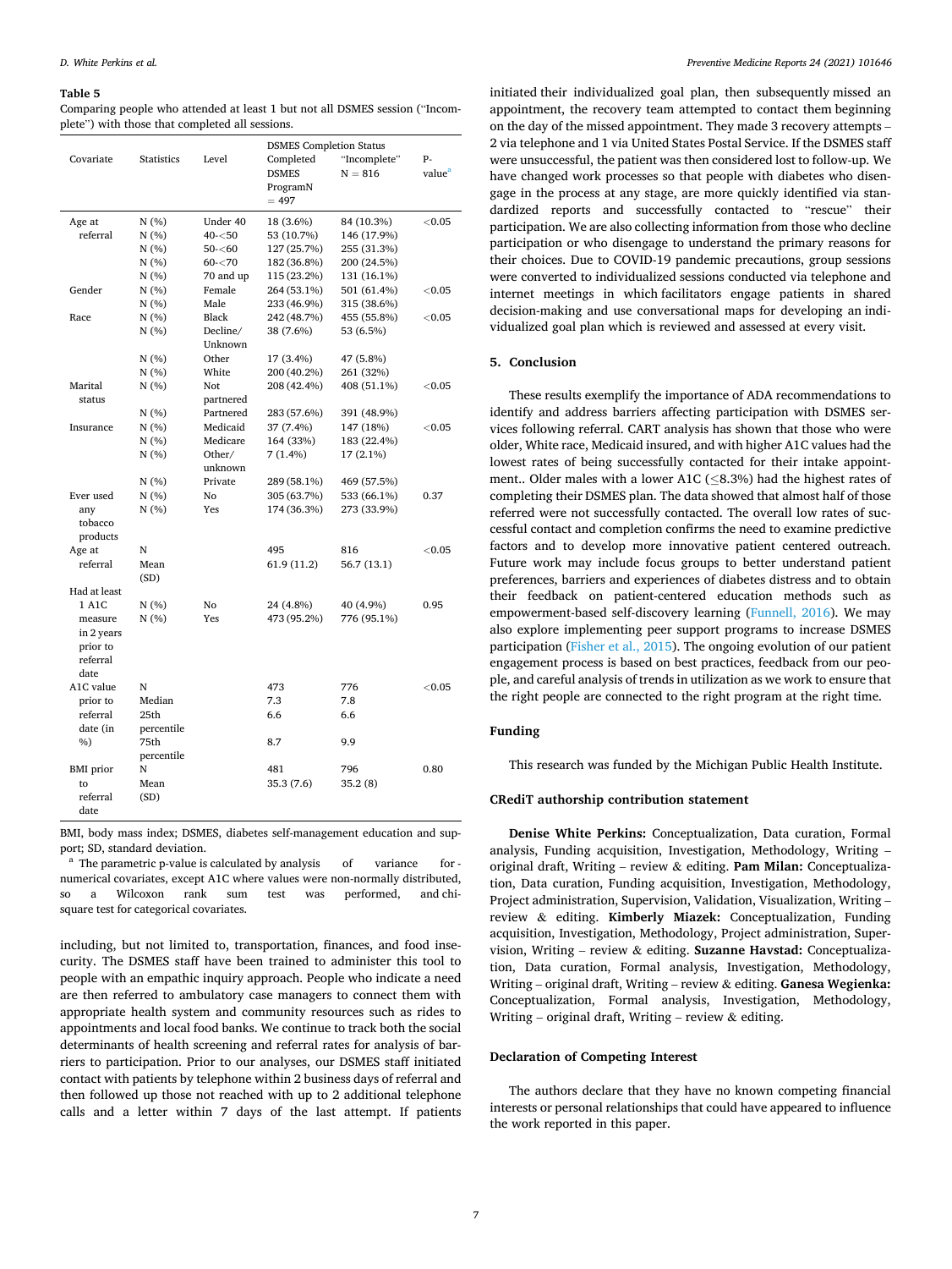**Table 5**

Comparing people who attended at least 1 but not all DSMES session ("Incomplete") with those that completed all sessions.

| Covariate | Statistics | Level | DSMES Completion Status | | |
|---|---|---|---|---|---|
| | | | Completed DSMES ProgramN = 497 | "Incomplete" N = 816 | P-value[a] |
| Age at referral | N (%) | Under 40 | 18 (3.6%) | 84 (10.3%) | <0.05 |
| | N (%) | 40-<50 | 53 (10.7%) | 146 (17.9%) | |
| | N (%) | 50-<60 | 127 (25.7%) | 255 (31.3%) | |
| | N (%) | 60-<70 | 182 (36.8%) | 200 (24.5%) | |
| | N (%) | 70 and up | 115 (23.2%) | 131 (16.1%) | |
| Gender | N (%) | Female | 264 (53.1%) | 501 (61.4%) | <0.05 |
| | N (%) | Male | 233 (46.9%) | 315 (38.6%) | |
| Race | N (%) | Black | 242 (48.7%) | 455 (55.8%) | <0.05 |
| | N (%) | Decline/ Unknown | 38 (7.6%) | 53 (6.5%) | |
| | N (%) | Other | 17 (3.4%) | 47 (5.8%) | |
| | N (%) | White | 200 (40.2%) | 261 (32%) | |
| Marital status | N (%) | Not partnered | 208 (42.4%) | 408 (51.1%) | <0.05 |
| | N (%) | Partnered | 283 (57.6%) | 391 (48.9%) | |
| Insurance | N (%) | Medicaid | 37 (7.4%) | 147 (18%) | <0.05 |
| | N (%) | Medicare | 164 (33%) | 183 (22.4%) | |
| | N (%) | Other/ unknown | 7 (1.4%) | 17 (2.1%) | |
| | N (%) | Private | 289 (58.1%) | 469 (57.5%) | |
| Ever used any tobacco products | N (%) | No | 305 (63.7%) | 533 (66.1%) | 0.37 |
| | N (%) | Yes | 174 (36.3%) | 273 (33.9%) | |
| Age at referral | N | | 495 | 816 | <0.05 |
| | Mean (SD) | | 61.9 (11.2) | 56.7 (13.1) | |
| Had at least 1 A1C measure in 2 years prior to referral date | N (%) | No | 24 (4.8%) | 40 (4.9%) | 0.95 |
| | N (%) | Yes | 473 (95.2%) | 776 (95.1%) | |
| A1C value prior to referral date (in %) | N | | 473 | 776 | <0.05 |
| | Median | | 7.3 | 7.8 | |
| | 25th percentile | | 6.6 | 6.6 | |
| | 75th percentile | | 8.7 | 9.9 | |
| BMI prior to referral date | N | | 481 | 796 | 0.80 |
| | Mean (SD) | | 35.3 (7.6) | 35.2 (8) | |

BMI, body mass index; DSMES, diabetes self-management education and support; SD, standard deviation.

[a] The parametric p-value is calculated by analysis of variance for numerical covariates, except A1C where values were non-normally distributed, so a Wilcoxon rank sum test was performed, and chi-square test for categorical covariates.

including, but not limited to, transportation, finances, and food insecurity. The DSMES staff have been trained to administer this tool to people with an empathic inquiry approach. People who indicate a need are then referred to ambulatory case managers to connect them with appropriate health system and community resources such as rides to appointments and local food banks. We continue to track both the social determinants of health screening and referral rates for analysis of barriers to participation. Prior to our analyses, our DSMES staff initiated contact with patients by telephone within 2 business days of referral and then followed up those not reached with up to 2 additional telephone calls and a letter within 7 days of the last attempt. If patients initiated their individualized goal plan, then subsequently missed an appointment, the recovery team attempted to contact them beginning on the day of the missed appointment. They made 3 recovery attempts – 2 via telephone and 1 via United States Postal Service. If the DSMES staff were unsuccessful, the patient was then considered lost to follow-up. We have changed work processes so that people with diabetes who disengage in the process at any stage, are more quickly identified via standardized reports and successfully contacted to "rescue" their participation. We are also collecting information from those who decline participation or who disengage to understand the primary reasons for their choices. Due to COVID-19 pandemic precautions, group sessions were converted to individualized sessions conducted via telephone and internet meetings in which facilitators engage patients in shared decision-making and use conversational maps for developing an individualized goal plan which is reviewed and assessed at every visit.

## 5. Conclusion

These results exemplify the importance of ADA recommendations to identify and address barriers affecting participation with DSMES services following referral. CART analysis has shown that those who were older, White race, Medicaid insured, and with higher A1C values had the lowest rates of being successfully contacted for their intake appointment.. Older males with a lower A1C (≤8.3%) had the highest rates of completing their DSMES plan. The data showed that almost half of those referred were not successfully contacted. The overall low rates of successful contact and completion confirms the need to examine predictive factors and to develop more innovative patient centered outreach. Future work may include focus groups to better understand patient preferences, barriers and experiences of diabetes distress and to obtain their feedback on patient-centered education methods such as empowerment-based self-discovery learning (Funnell, 2016). We may also explore implementing peer support programs to increase DSMES participation (Fisher et al., 2015). The ongoing evolution of our patient engagement process is based on best practices, feedback from our people, and careful analysis of trends in utilization as we work to ensure that the right people are connected to the right program at the right time.

## Funding

This research was funded by the Michigan Public Health Institute.

## CRediT authorship contribution statement

**Denise White Perkins:** Conceptualization, Data curation, Formal analysis, Funding acquisition, Investigation, Methodology, Writing – original draft, Writing – review & editing. **Pam Milan:** Conceptualization, Data curation, Funding acquisition, Investigation, Methodology, Project administration, Supervision, Validation, Visualization, Writing – review & editing. **Kimberly Miazek:** Conceptualization, Funding acquisition, Investigation, Methodology, Project administration, Supervision, Writing – review & editing. **Suzanne Havstad:** Conceptualization, Data curation, Formal analysis, Investigation, Methodology, Writing – original draft, Writing – review & editing. **Ganesa Wegienka:** Conceptualization, Formal analysis, Investigation, Methodology, Writing – original draft, Writing – review & editing.

## Declaration of Competing Interest

The authors declare that they have no known competing financial interests or personal relationships that could have appeared to influence the work reported in this paper.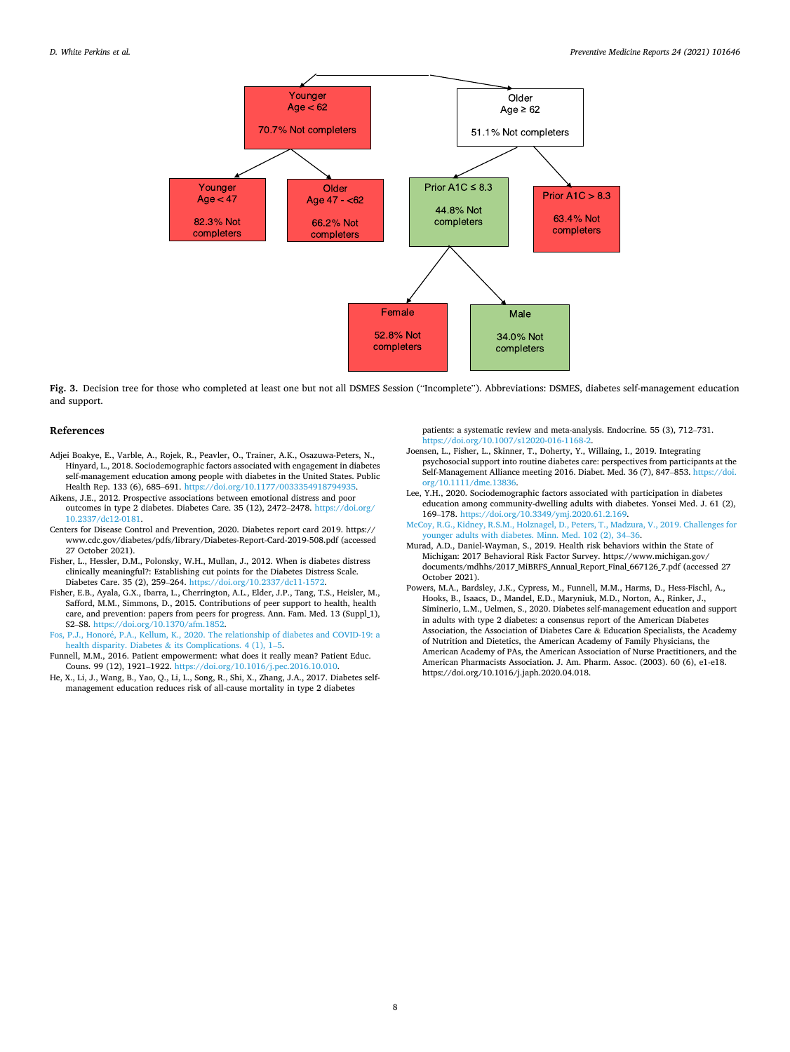Younger
Age < 62

70.7% Not completers

Older
Age ≥ 62

51.1% Not completers

Younger
Age < 47

82.3% Not completers

Older
Age 47 - <62

66.2% Not completers

Prior A1C ≤ 8.3

44.8% Not completers

Prior A1C > 8.3

63.4% Not completers

Female

52.8% Not completers

Male

34.0% Not completers

**Fig. 3.** Decision tree for those who completed at least one but not all DSMES Session ("Incomplete"). Abbreviations: DSMES, diabetes self-management education and support.

## References

Adjei Boakye, E., Varble, A., Rojek, R., Peavler, O., Trainer, A.K., Osazuwa-Peters, N., Hinyard, L., 2018. Sociodemographic factors associated with engagement in diabetes self-management education among people with diabetes in the United States. Public Health Rep. 133 (6), 685–691. https://doi.org/10.1177/0033354918794935.

Aikens, J.E., 2012. Prospective associations between emotional distress and poor outcomes in type 2 diabetes. Diabetes Care. 35 (12), 2472–2478. https://doi.org/10.2337/dc12-0181.

Centers for Disease Control and Prevention, 2020. Diabetes report card 2019. https://www.cdc.gov/diabetes/pdfs/library/Diabetes-Report-Card-2019-508.pdf (accessed 27 October 2021).

Fisher, L., Hessler, D.M., Polonsky, W.H., Mullan, J., 2012. When is diabetes distress clinically meaningful?: Establishing cut points for the Diabetes Distress Scale. Diabetes Care. 35 (2), 259–264. https://doi.org/10.2337/dc11-1572.

Fisher, E.B., Ayala, G.X., Ibarra, L., Cherrington, A.L., Elder, J.P., Tang, T.S., Heisler, M., Safford, M.M., Simmons, D., 2015. Contributions of peer support to health, health care, and prevention: papers from peers for progress. Ann. Fam. Med. 13 (Suppl_1), S2–S8. https://doi.org/10.1370/afm.1852.

Fos, P.J., Honoré, P.A., Kellum, K., 2020. The relationship of diabetes and COVID-19: a health disparity. Diabetes & its Complications. 4 (1), 1–5.

Funnell, M.M., 2016. Patient empowerment: what does it really mean? Patient Educ. Couns. 99 (12), 1921–1922. https://doi.org/10.1016/j.pec.2016.10.010.

He, X., Li, J., Wang, B., Yao, Q., Li, L., Song, R., Shi, X., Zhang, J.A., 2017. Diabetes self-management education reduces risk of all-cause mortality in type 2 diabetes patients: a systematic review and meta-analysis. Endocrine. 55 (3), 712–731. https://doi.org/10.1007/s12020-016-1168-2.

Joensen, L., Fisher, L., Skinner, T., Doherty, Y., Willaing, I., 2019. Integrating psychosocial support into routine diabetes care: perspectives from participants at the Self-Management Alliance meeting 2016. Diabet. Med. 36 (7), 847–853. https://doi.org/10.1111/dme.13836.

Lee, Y.H., 2020. Sociodemographic factors associated with participation in diabetes education among community-dwelling adults with diabetes. Yonsei Med. J. 61 (2), 169–178. https://doi.org/10.3349/ymj.2020.61.2.169.

McCoy, R.G., Kidney, R.S.M., Holznagel, D., Peters, T., Madzura, V., 2019. Challenges for younger adults with diabetes. Minn. Med. 102 (2), 34–36.

Murad, A.D., Daniel-Wayman, S., 2019. Health risk behaviors within the State of Michigan: 2017 Behavioral Risk Factor Survey. https://www.michigan.gov/documents/mdhhs/2017_MiBRFS_Annual_Report_Final_667126_7.pdf (accessed 27 October 2021).

Powers, M.A., Bardsley, J.K., Cypress, M., Funnell, M.M., Harms, D., Hess-Fischl, A., Hooks, B., Isaacs, D., Mandel, E.D., Maryniuk, M.D., Norton, A., Rinker, J., Siminerio, L.M., Uelmen, S., 2020. Diabetes self-management education and support in adults with type 2 diabetes: a consensus report of the American Diabetes Association, the Association of Diabetes Care & Education Specialists, the Academy of Nutrition and Dietetics, the American Academy of Family Physicians, the American Academy of PAs, the American Association of Nurse Practitioners, and the American Pharmacists Association. J. Am. Pharm. Assoc. (2003). 60 (6), e1-e18. https://doi.org/10.1016/j.japh.2020.04.018.